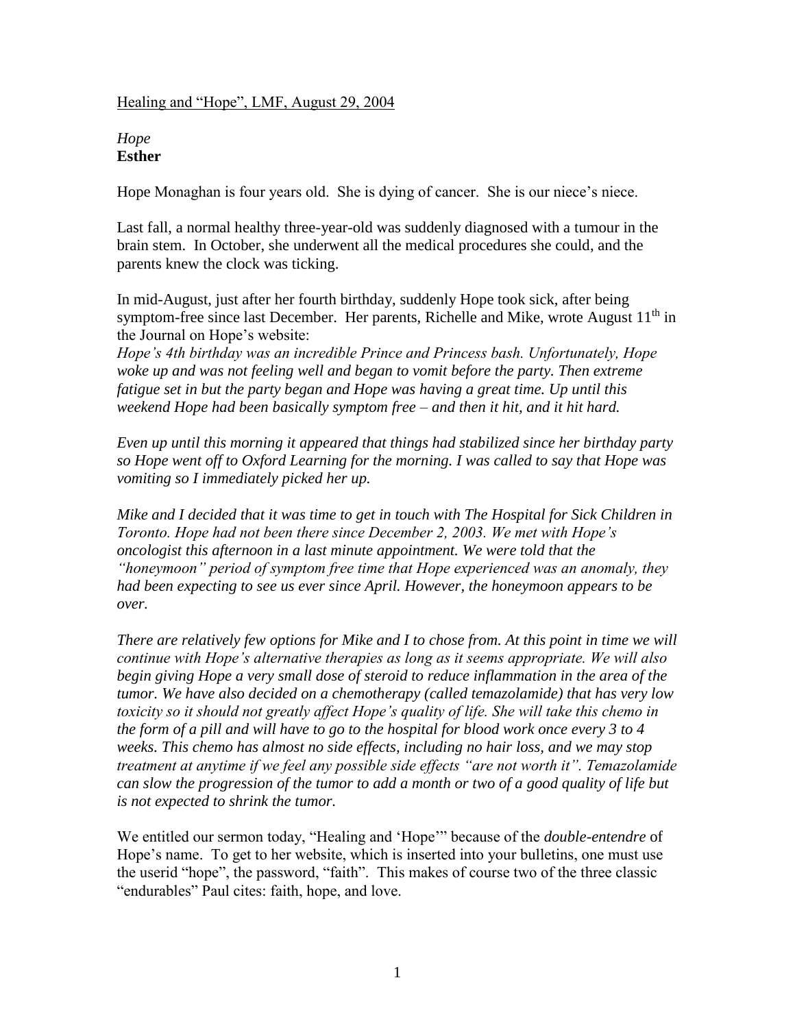Healing and "Hope", LMF, August 29, 2004

*Hope*
**Esther**

Hope Monaghan is four years old. She is dying of cancer. She is our niece's niece.

Last fall, a normal healthy three-year-old was suddenly diagnosed with a tumour in the brain stem. In October, she underwent all the medical procedures she could, and the parents knew the clock was ticking.

In mid-August, just after her fourth birthday, suddenly Hope took sick, after being symptom-free since last December. Her parents, Richelle and Mike, wrote August 11th in the Journal on Hope's website:

*Hope's 4th birthday was an incredible Prince and Princess bash. Unfortunately, Hope woke up and was not feeling well and began to vomit before the party. Then extreme fatigue set in but the party began and Hope was having a great time. Up until this weekend Hope had been basically symptom free – and then it hit, and it hit hard.*

*Even up until this morning it appeared that things had stabilized since her birthday party so Hope went off to Oxford Learning for the morning. I was called to say that Hope was vomiting so I immediately picked her up.*

*Mike and I decided that it was time to get in touch with The Hospital for Sick Children in Toronto. Hope had not been there since December 2, 2003. We met with Hope's oncologist this afternoon in a last minute appointment. We were told that the "honeymoon" period of symptom free time that Hope experienced was an anomaly, they had been expecting to see us ever since April. However, the honeymoon appears to be over.*

*There are relatively few options for Mike and I to chose from. At this point in time we will continue with Hope's alternative therapies as long as it seems appropriate. We will also begin giving Hope a very small dose of steroid to reduce inflammation in the area of the tumor. We have also decided on a chemotherapy (called temazolamide) that has very low toxicity so it should not greatly affect Hope's quality of life. She will take this chemo in the form of a pill and will have to go to the hospital for blood work once every 3 to 4 weeks. This chemo has almost no side effects, including no hair loss, and we may stop treatment at anytime if we feel any possible side effects "are not worth it". Temazolamide can slow the progression of the tumor to add a month or two of a good quality of life but is not expected to shrink the tumor.*

We entitled our sermon today, "Healing and 'Hope'" because of the *double-entendre* of Hope's name. To get to her website, which is inserted into your bulletins, one must use the userid "hope", the password, "faith". This makes of course two of the three classic "endurables" Paul cites: faith, hope, and love.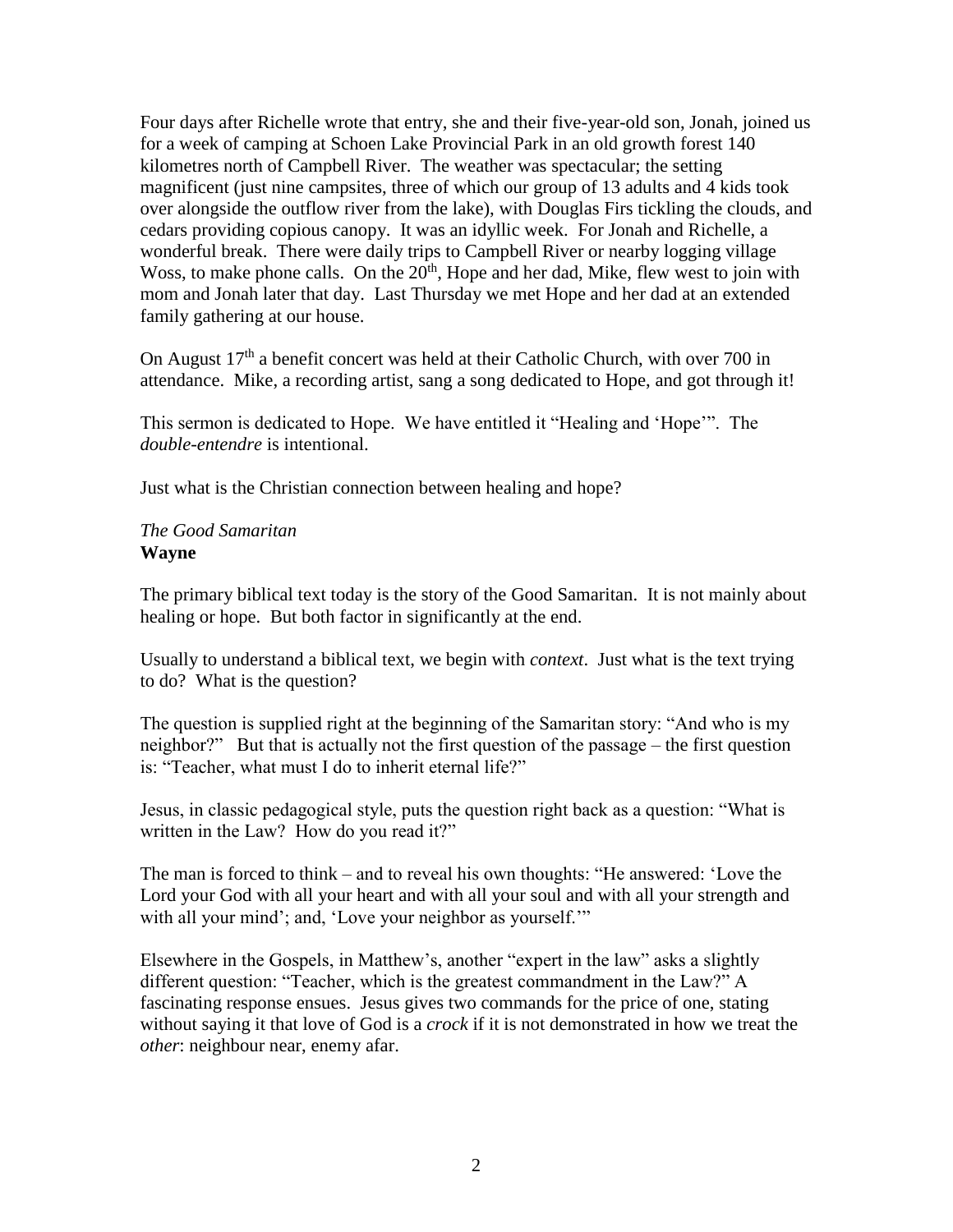Four days after Richelle wrote that entry, she and their five-year-old son, Jonah, joined us for a week of camping at Schoen Lake Provincial Park in an old growth forest 140 kilometres north of Campbell River. The weather was spectacular; the setting magnificent (just nine campsites, three of which our group of 13 adults and 4 kids took over alongside the outflow river from the lake), with Douglas Firs tickling the clouds, and cedars providing copious canopy. It was an idyllic week. For Jonah and Richelle, a wonderful break. There were daily trips to Campbell River or nearby logging village Woss, to make phone calls. On the 20th, Hope and her dad, Mike, flew west to join with mom and Jonah later that day. Last Thursday we met Hope and her dad at an extended family gathering at our house.

On August 17th a benefit concert was held at their Catholic Church, with over 700 in attendance. Mike, a recording artist, sang a song dedicated to Hope, and got through it!

This sermon is dedicated to Hope. We have entitled it "Healing and 'Hope'". The *double-entendre* is intentional.

Just what is the Christian connection between healing and hope?

*The Good Samaritan*
**Wayne**

The primary biblical text today is the story of the Good Samaritan. It is not mainly about healing or hope. But both factor in significantly at the end.

Usually to understand a biblical text, we begin with *context*. Just what is the text trying to do? What is the question?

The question is supplied right at the beginning of the Samaritan story: "And who is my neighbor?" But that is actually not the first question of the passage – the first question is: "Teacher, what must I do to inherit eternal life?"

Jesus, in classic pedagogical style, puts the question right back as a question: "What is written in the Law? How do you read it?"

The man is forced to think – and to reveal his own thoughts: "He answered: 'Love the Lord your God with all your heart and with all your soul and with all your strength and with all your mind'; and, 'Love your neighbor as yourself.'"

Elsewhere in the Gospels, in Matthew's, another "expert in the law" asks a slightly different question: "Teacher, which is the greatest commandment in the Law?" A fascinating response ensues. Jesus gives two commands for the price of one, stating without saying it that love of God is a *crock* if it is not demonstrated in how we treat the *other*: neighbour near, enemy afar.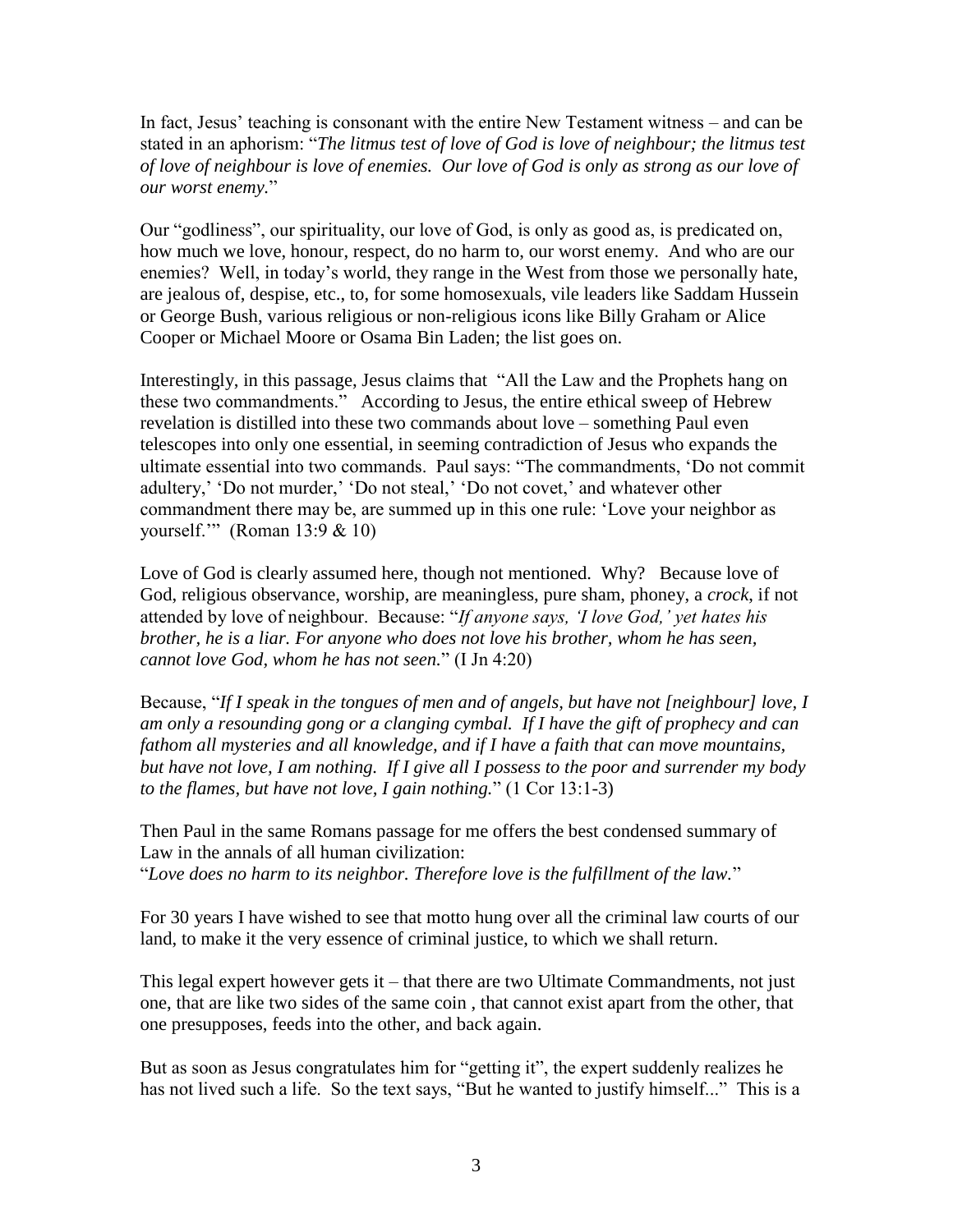In fact, Jesus' teaching is consonant with the entire New Testament witness – and can be stated in an aphorism: "*The litmus test of love of God is love of neighbour; the litmus test of love of neighbour is love of enemies. Our love of God is only as strong as our love of our worst enemy.*"

Our "godliness", our spirituality, our love of God, is only as good as, is predicated on, how much we love, honour, respect, do no harm to, our worst enemy. And who are our enemies? Well, in today's world, they range in the West from those we personally hate, are jealous of, despise, etc., to, for some homosexuals, vile leaders like Saddam Hussein or George Bush, various religious or non-religious icons like Billy Graham or Alice Cooper or Michael Moore or Osama Bin Laden; the list goes on.

Interestingly, in this passage, Jesus claims that "All the Law and the Prophets hang on these two commandments." According to Jesus, the entire ethical sweep of Hebrew revelation is distilled into these two commands about love – something Paul even telescopes into only one essential, in seeming contradiction of Jesus who expands the ultimate essential into two commands. Paul says: "The commandments, 'Do not commit adultery,' 'Do not murder,' 'Do not steal,' 'Do not covet,' and whatever other commandment there may be, are summed up in this one rule: 'Love your neighbor as yourself.'" (Roman 13:9 & 10)

Love of God is clearly assumed here, though not mentioned. Why? Because love of God, religious observance, worship, are meaningless, pure sham, phoney, a *crock*, if not attended by love of neighbour. Because: "*If anyone says, 'I love God,' yet hates his brother, he is a liar. For anyone who does not love his brother, whom he has seen, cannot love God, whom he has not seen.*" (I Jn 4:20)

Because, "*If I speak in the tongues of men and of angels, but have not [neighbour] love, I am only a resounding gong or a clanging cymbal. If I have the gift of prophecy and can fathom all mysteries and all knowledge, and if I have a faith that can move mountains, but have not love, I am nothing. If I give all I possess to the poor and surrender my body to the flames, but have not love, I gain nothing.*" (1 Cor 13:1-3)

Then Paul in the same Romans passage for me offers the best condensed summary of Law in the annals of all human civilization:
"*Love does no harm to its neighbor. Therefore love is the fulfillment of the law.*"

For 30 years I have wished to see that motto hung over all the criminal law courts of our land, to make it the very essence of criminal justice, to which we shall return.

This legal expert however gets it – that there are two Ultimate Commandments, not just one, that are like two sides of the same coin , that cannot exist apart from the other, that one presupposes, feeds into the other, and back again.

But as soon as Jesus congratulates him for "getting it", the expert suddenly realizes he has not lived such a life. So the text says, "But he wanted to justify himself..." This is a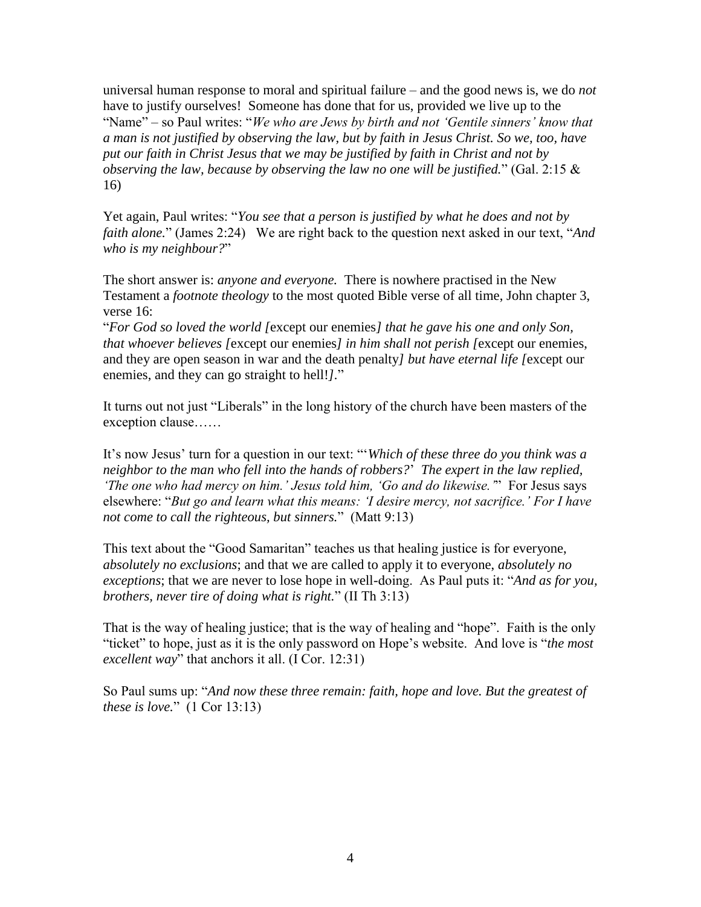universal human response to moral and spiritual failure – and the good news is, we do *not* have to justify ourselves! Someone has done that for us, provided we live up to the "Name" – so Paul writes: "*We who are Jews by birth and not 'Gentile sinners' know that a man is not justified by observing the law, but by faith in Jesus Christ. So we, too, have put our faith in Christ Jesus that we may be justified by faith in Christ and not by observing the law, because by observing the law no one will be justified.*" (Gal. 2:15 & 16)

Yet again, Paul writes: "*You see that a person is justified by what he does and not by faith alone.*" (James 2:24) We are right back to the question next asked in our text, "*And who is my neighbour?*"

The short answer is: *anyone and everyone.* There is nowhere practised in the New Testament a *footnote theology* to the most quoted Bible verse of all time, John chapter 3, verse 16:

"*For God so loved the world [*except our enemies*] that he gave his one and only Son, that whoever believes [*except our enemies*] in him shall not perish [*except our enemies, and they are open season in war and the death penalty*] but have eternal life [*except our enemies, and they can go straight to hell!*]*."

It turns out not just "Liberals" in the long history of the church have been masters of the exception clause……

It's now Jesus' turn for a question in our text: "'*Which of these three do you think was a neighbor to the man who fell into the hands of robbers?*' *The expert in the law replied, 'The one who had mercy on him.' Jesus told him, 'Go and do likewise.'*" For Jesus says elsewhere: "*But go and learn what this means: 'I desire mercy, not sacrifice.' For I have not come to call the righteous, but sinners.*" (Matt 9:13)

This text about the "Good Samaritan" teaches us that healing justice is for everyone, *absolutely no exclusions*; and that we are called to apply it to everyone, *absolutely no exceptions*; that we are never to lose hope in well-doing. As Paul puts it: "*And as for you, brothers, never tire of doing what is right.*" (II Th 3:13)

That is the way of healing justice; that is the way of healing and "hope". Faith is the only "ticket" to hope, just as it is the only password on Hope's website. And love is "*the most excellent way*" that anchors it all. (I Cor. 12:31)

So Paul sums up: "*And now these three remain: faith, hope and love. But the greatest of these is love.*" (1 Cor 13:13)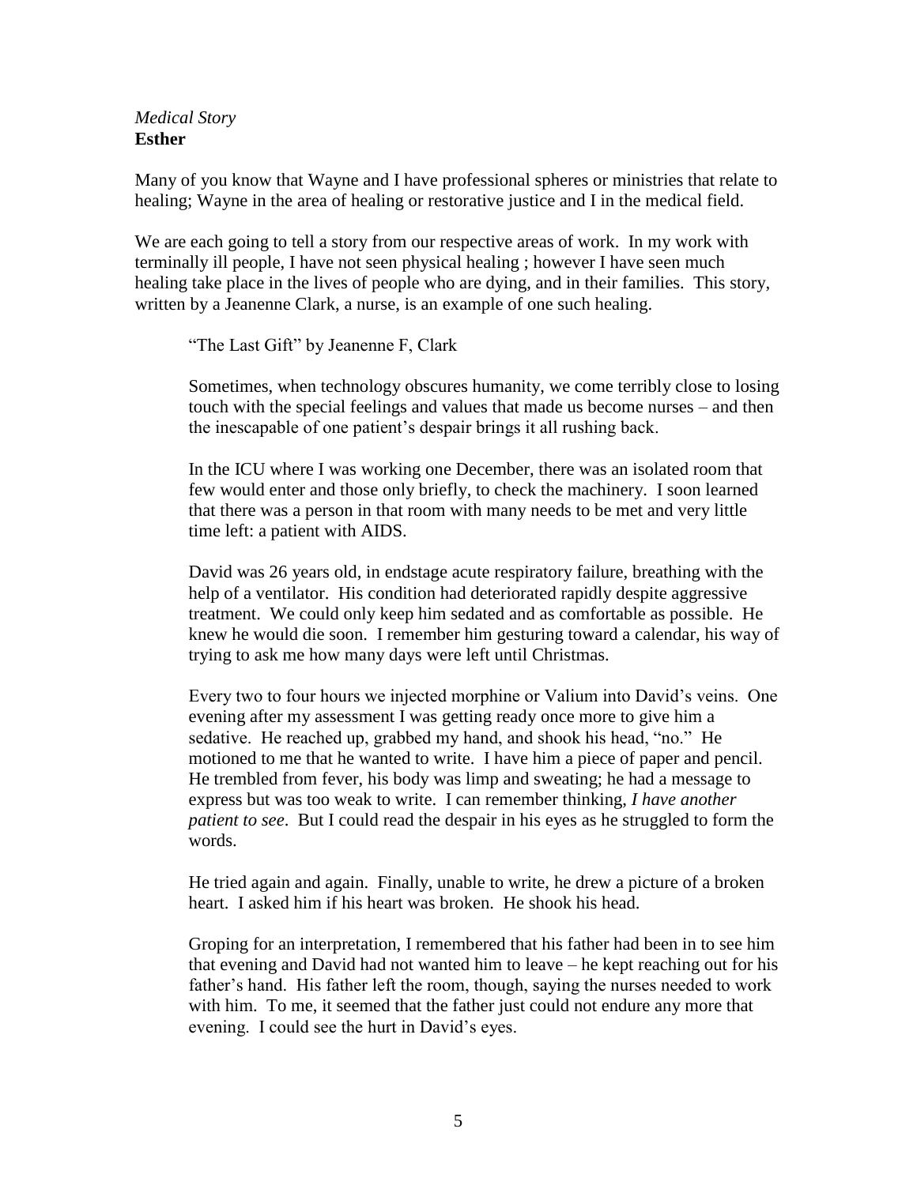*Medical Story*
**Esther**

Many of you know that Wayne and I have professional spheres or ministries that relate to healing; Wayne in the area of healing or restorative justice and I in the medical field.

We are each going to tell a story from our respective areas of work. In my work with terminally ill people, I have not seen physical healing ; however I have seen much healing take place in the lives of people who are dying, and in their families. This story, written by a Jeanenne Clark, a nurse, is an example of one such healing.

> "The Last Gift" by Jeanenne F, Clark
>
> Sometimes, when technology obscures humanity, we come terribly close to losing touch with the special feelings and values that made us become nurses – and then the inescapable of one patient's despair brings it all rushing back.
>
> In the ICU where I was working one December, there was an isolated room that few would enter and those only briefly, to check the machinery. I soon learned that there was a person in that room with many needs to be met and very little time left: a patient with AIDS.
>
> David was 26 years old, in endstage acute respiratory failure, breathing with the help of a ventilator. His condition had deteriorated rapidly despite aggressive treatment. We could only keep him sedated and as comfortable as possible. He knew he would die soon. I remember him gesturing toward a calendar, his way of trying to ask me how many days were left until Christmas.
>
> Every two to four hours we injected morphine or Valium into David's veins. One evening after my assessment I was getting ready once more to give him a sedative. He reached up, grabbed my hand, and shook his head, "no." He motioned to me that he wanted to write. I have him a piece of paper and pencil. He trembled from fever, his body was limp and sweating; he had a message to express but was too weak to write. I can remember thinking, *I have another patient to see*. But I could read the despair in his eyes as he struggled to form the words.
>
> He tried again and again. Finally, unable to write, he drew a picture of a broken heart. I asked him if his heart was broken. He shook his head.
>
> Groping for an interpretation, I remembered that his father had been in to see him that evening and David had not wanted him to leave – he kept reaching out for his father's hand. His father left the room, though, saying the nurses needed to work with him. To me, it seemed that the father just could not endure any more that evening. I could see the hurt in David's eyes.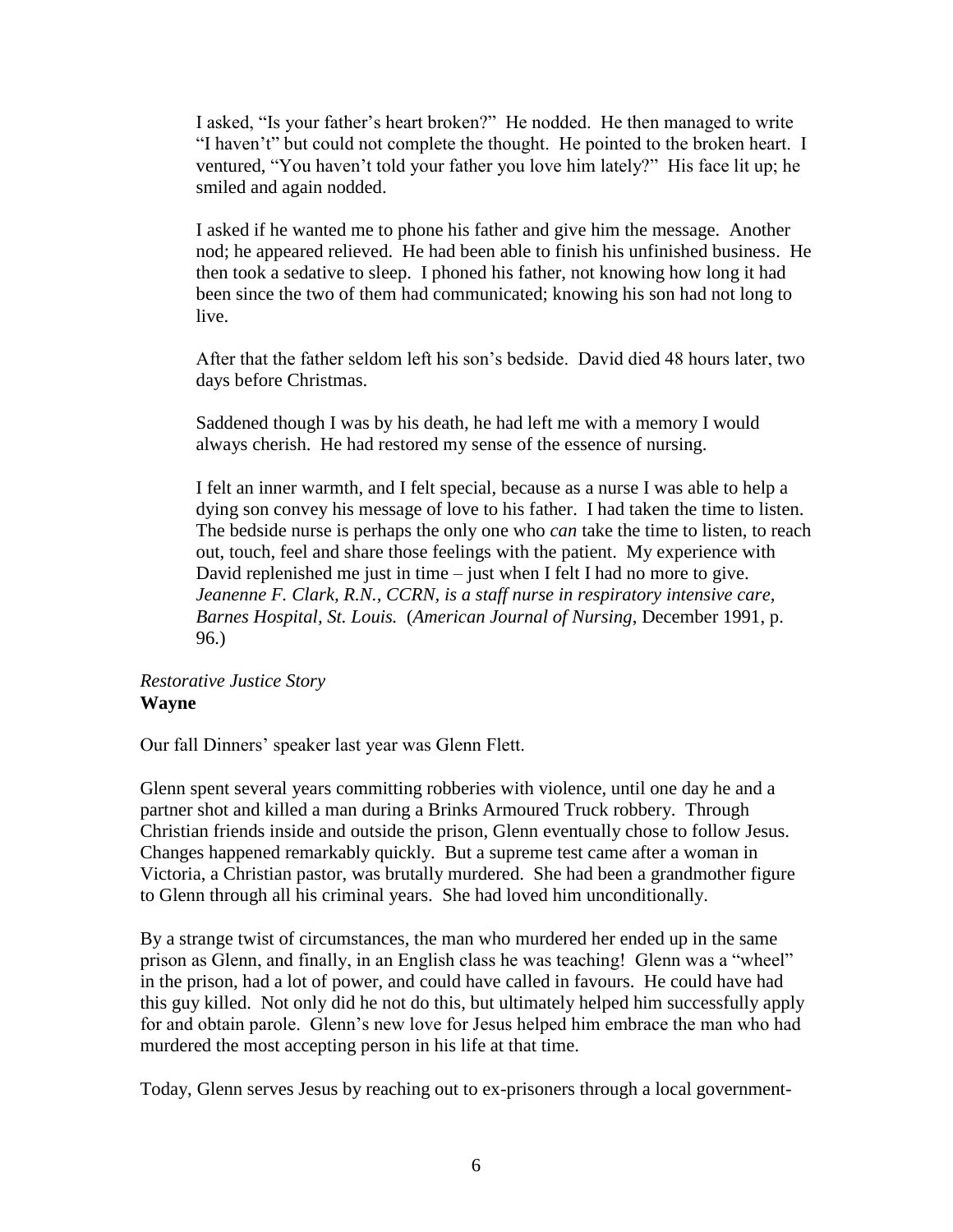I asked, "Is your father's heart broken?" He nodded. He then managed to write "I haven't" but could not complete the thought. He pointed to the broken heart. I ventured, "You haven't told your father you love him lately?" His face lit up; he smiled and again nodded.

I asked if he wanted me to phone his father and give him the message. Another nod; he appeared relieved. He had been able to finish his unfinished business. He then took a sedative to sleep. I phoned his father, not knowing how long it had been since the two of them had communicated; knowing his son had not long to live.

After that the father seldom left his son's bedside. David died 48 hours later, two days before Christmas.

Saddened though I was by his death, he had left me with a memory I would always cherish. He had restored my sense of the essence of nursing.

I felt an inner warmth, and I felt special, because as a nurse I was able to help a dying son convey his message of love to his father. I had taken the time to listen. The bedside nurse is perhaps the only one who *can* take the time to listen, to reach out, touch, feel and share those feelings with the patient. My experience with David replenished me just in time – just when I felt I had no more to give.
*Jeanenne F. Clark, R.N., CCRN, is a staff nurse in respiratory intensive care, Barnes Hospital, St. Louis.* (*American Journal of Nursing*, December 1991, p. 96.)

*Restorative Justice Story*
**Wayne**

Our fall Dinners' speaker last year was Glenn Flett.

Glenn spent several years committing robberies with violence, until one day he and a partner shot and killed a man during a Brinks Armoured Truck robbery. Through Christian friends inside and outside the prison, Glenn eventually chose to follow Jesus. Changes happened remarkably quickly. But a supreme test came after a woman in Victoria, a Christian pastor, was brutally murdered. She had been a grandmother figure to Glenn through all his criminal years. She had loved him unconditionally.

By a strange twist of circumstances, the man who murdered her ended up in the same prison as Glenn, and finally, in an English class he was teaching! Glenn was a "wheel" in the prison, had a lot of power, and could have called in favours. He could have had this guy killed. Not only did he not do this, but ultimately helped him successfully apply for and obtain parole. Glenn's new love for Jesus helped him embrace the man who had murdered the most accepting person in his life at that time.

Today, Glenn serves Jesus by reaching out to ex-prisoners through a local government-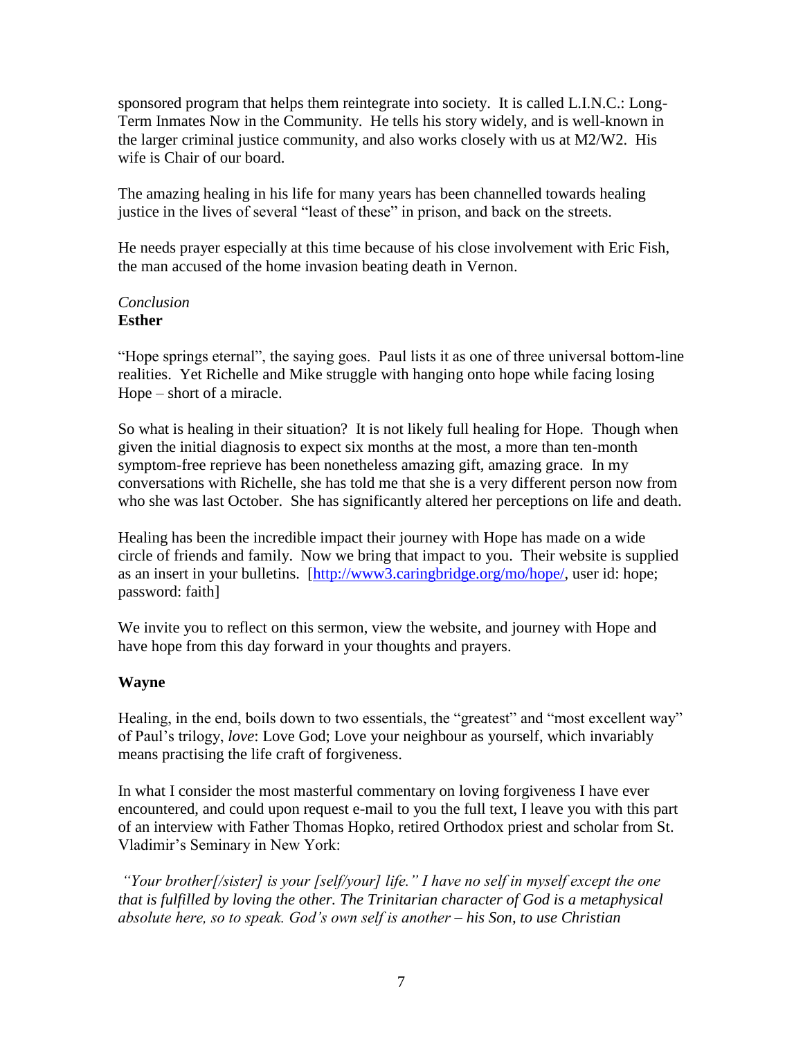sponsored program that helps them reintegrate into society. It is called L.I.N.C.: Long-Term Inmates Now in the Community. He tells his story widely, and is well-known in the larger criminal justice community, and also works closely with us at M2/W2. His wife is Chair of our board.

The amazing healing in his life for many years has been channelled towards healing justice in the lives of several "least of these" in prison, and back on the streets.

He needs prayer especially at this time because of his close involvement with Eric Fish, the man accused of the home invasion beating death in Vernon.

*Conclusion*
**Esther**

"Hope springs eternal", the saying goes. Paul lists it as one of three universal bottom-line realities. Yet Richelle and Mike struggle with hanging onto hope while facing losing Hope – short of a miracle.

So what is healing in their situation? It is not likely full healing for Hope. Though when given the initial diagnosis to expect six months at the most, a more than ten-month symptom-free reprieve has been nonetheless amazing gift, amazing grace. In my conversations with Richelle, she has told me that she is a very different person now from who she was last October. She has significantly altered her perceptions on life and death.

Healing has been the incredible impact their journey with Hope has made on a wide circle of friends and family. Now we bring that impact to you. Their website is supplied as an insert in your bulletins. [http://www3.caringbridge.org/mo/hope/, user id: hope; password: faith]

We invite you to reflect on this sermon, view the website, and journey with Hope and have hope from this day forward in your thoughts and prayers.

**Wayne**

Healing, in the end, boils down to two essentials, the "greatest" and "most excellent way" of Paul's trilogy, *love*: Love God; Love your neighbour as yourself, which invariably means practising the life craft of forgiveness.

In what I consider the most masterful commentary on loving forgiveness I have ever encountered, and could upon request e-mail to you the full text, I leave you with this part of an interview with Father Thomas Hopko, retired Orthodox priest and scholar from St. Vladimir's Seminary in New York:

*"Your brother[/sister] is your [self/your] life." I have no self in myself except the one that is fulfilled by loving the other. The Trinitarian character of God is a metaphysical absolute here, so to speak. God's own self is another – his Son, to use Christian*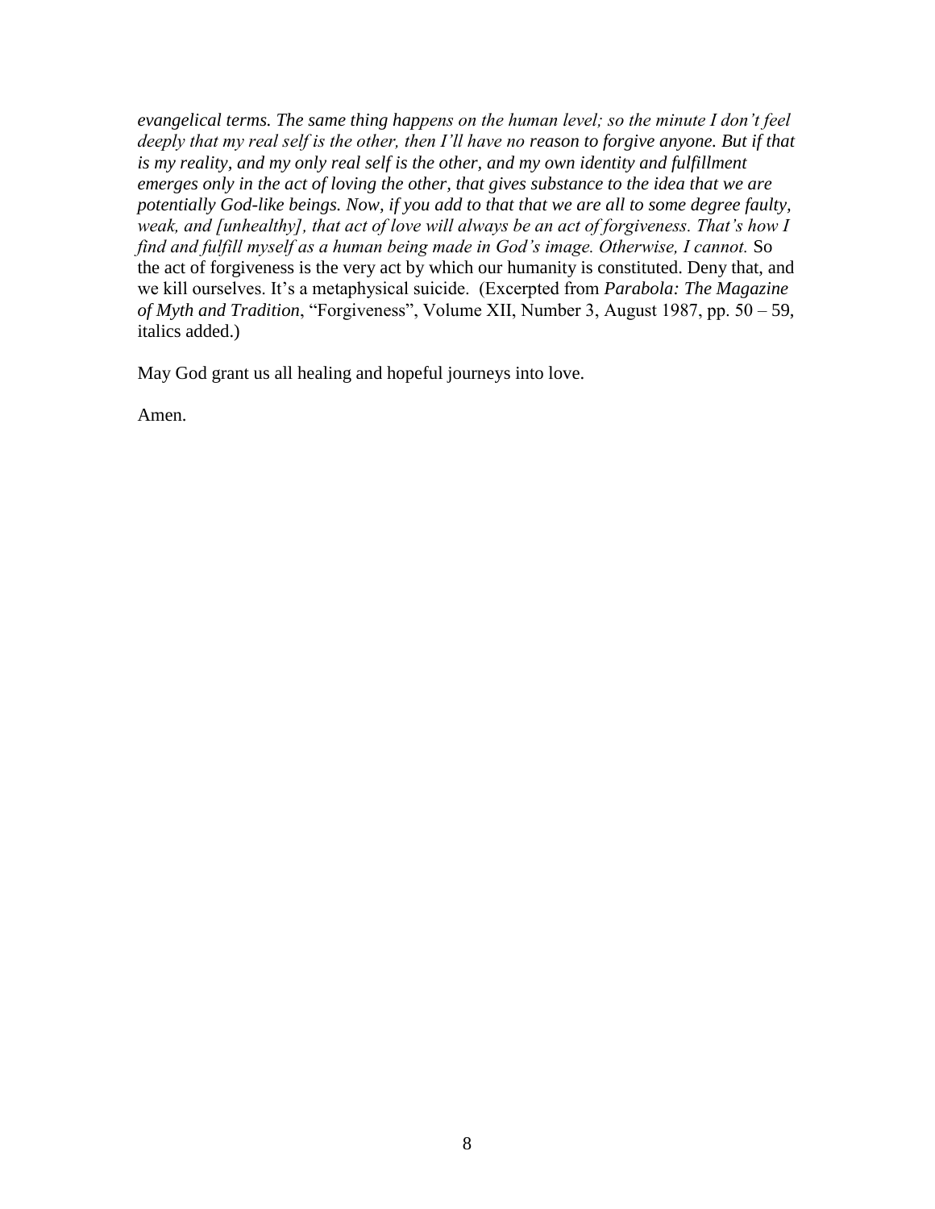*evangelical terms. The same thing happens on the human level; so the minute I don't feel deeply that my real self is the other, then I'll have no reason to forgive anyone. But if that is my reality, and my only real self is the other, and my own identity and fulfillment emerges only in the act of loving the other, that gives substance to the idea that we are potentially God-like beings. Now, if you add to that that we are all to some degree faulty, weak, and [unhealthy], that act of love will always be an act of forgiveness. That's how I find and fulfill myself as a human being made in God's image. Otherwise, I cannot.* So the act of forgiveness is the very act by which our humanity is constituted. Deny that, and we kill ourselves. It's a metaphysical suicide. (Excerpted from *Parabola: The Magazine of Myth and Tradition*, "Forgiveness", Volume XII, Number 3, August 1987, pp. 50 – 59, italics added.)

May God grant us all healing and hopeful journeys into love.

Amen.